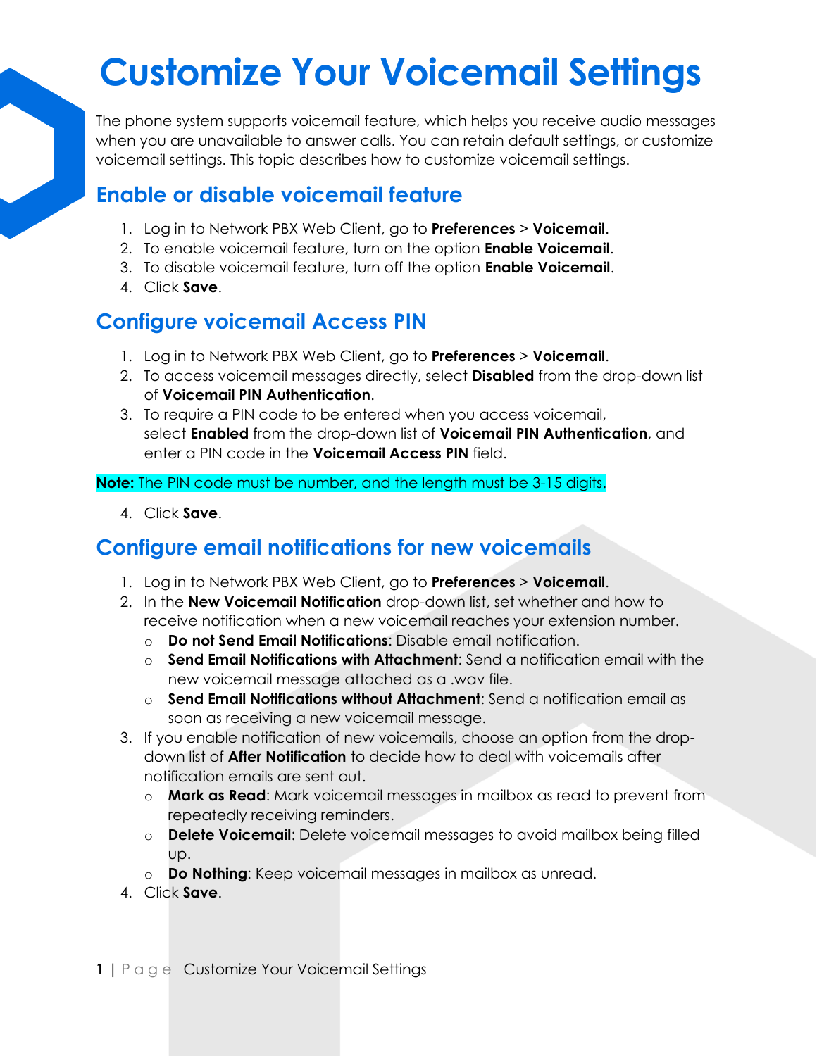# Customize Your Voicemail Settings

The phone system supports voicemail feature, which helps you receive audio messages when you are unavailable to answer calls. You can retain default settings, or customize voicemail settings. This topic describes how to customize voicemail settings.

## Enable or disable voicemail feature

1. Log in to Network PBX Web Client, go to **Preferences** > **Voicemail**.
2. To enable voicemail feature, turn on the option **Enable Voicemail**.
3. To disable voicemail feature, turn off the option **Enable Voicemail**.
4. Click **Save**.

## Configure voicemail Access PIN

1. Log in to Network PBX Web Client, go to **Preferences** > **Voicemail**.
2. To access voicemail messages directly, select **Disabled** from the drop-down list of **Voicemail PIN Authentication**.
3. To require a PIN code to be entered when you access voicemail, select **Enabled** from the drop-down list of **Voicemail PIN Authentication**, and enter a PIN code in the **Voicemail Access PIN** field.

**Note:** The PIN code must be number, and the length must be 3-15 digits.

4. Click **Save**.

## Configure email notifications for new voicemails

1. Log in to Network PBX Web Client, go to **Preferences** > **Voicemail**.
2. In the **New Voicemail Notification** drop-down list, set whether and how to receive notification when a new voicemail reaches your extension number.
   - **Do not Send Email Notifications**: Disable email notification.
   - **Send Email Notifications with Attachment**: Send a notification email with the new voicemail message attached as a .wav file.
   - **Send Email Notifications without Attachment**: Send a notification email as soon as receiving a new voicemail message.
3. If you enable notification of new voicemails, choose an option from the drop-down list of **After Notification** to decide how to deal with voicemails after notification emails are sent out.
   - **Mark as Read**: Mark voicemail messages in mailbox as read to prevent from repeatedly receiving reminders.
   - **Delete Voicemail**: Delete voicemail messages to avoid mailbox being filled up.
   - **Do Nothing**: Keep voicemail messages in mailbox as unread.
4. Click **Save**.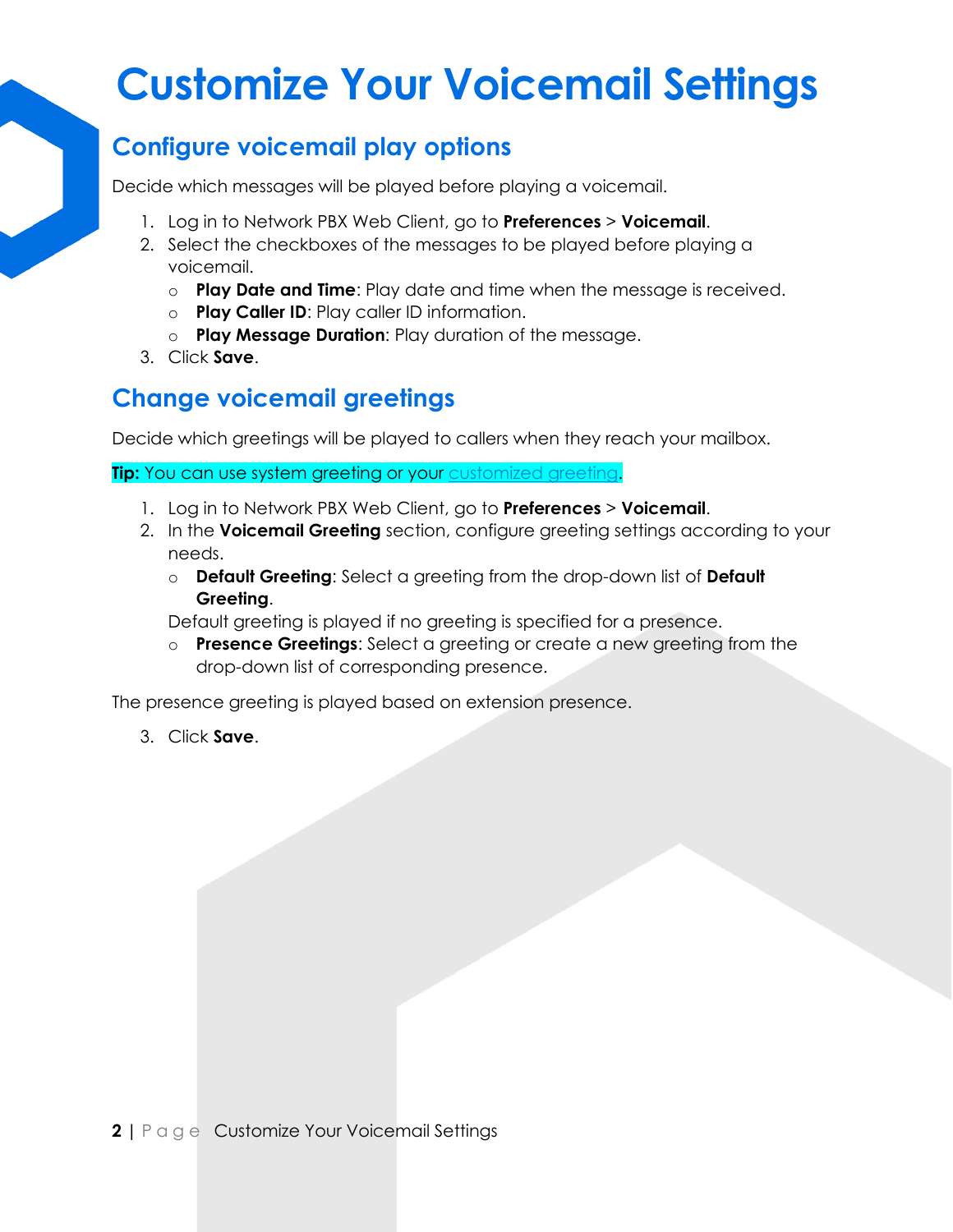# Customize Your Voicemail Settings

## Configure voicemail play options

Decide which messages will be played before playing a voicemail.

1. Log in to Network PBX Web Client, go to **Preferences** > **Voicemail**.
2. Select the checkboxes of the messages to be played before playing a voicemail.
   - **Play Date and Time**: Play date and time when the message is received.
   - **Play Caller ID**: Play caller ID information.
   - **Play Message Duration**: Play duration of the message.
3. Click **Save**.

## Change voicemail greetings

Decide which greetings will be played to callers when they reach your mailbox.

**Tip:** You can use system greeting or your customized greeting.

1. Log in to Network PBX Web Client, go to **Preferences** > **Voicemail**.
2. In the **Voicemail Greeting** section, configure greeting settings according to your needs.
   - **Default Greeting**: Select a greeting from the drop-down list of **Default Greeting**.

     Default greeting is played if no greeting is specified for a presence.
   - **Presence Greetings**: Select a greeting or create a new greeting from the drop-down list of corresponding presence.

The presence greeting is played based on extension presence.

3. Click **Save**.